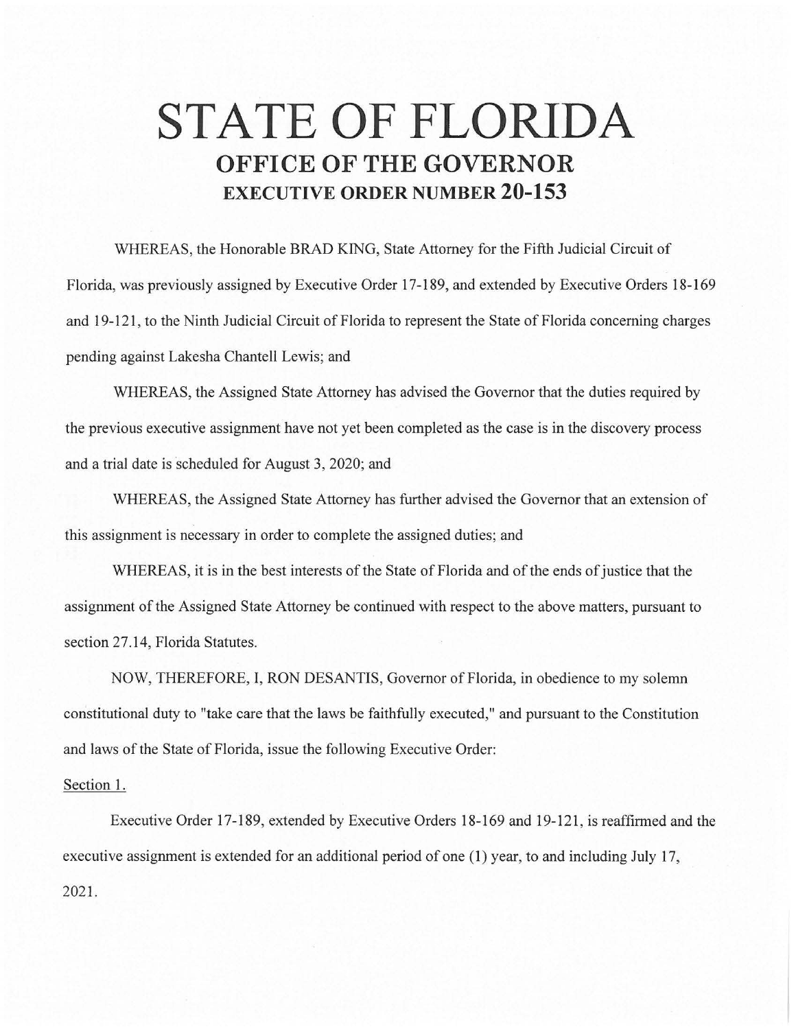# STATE OF FLORIDA
## OFFICE OF THE GOVERNOR
### EXECUTIVE ORDER NUMBER 20-153

WHEREAS, the Honorable BRAD KING, State Attorney for the Fifth Judicial Circuit of Florida, was previously assigned by Executive Order 17-189, and extended by Executive Orders 18-169 and 19-121, to the Ninth Judicial Circuit of Florida to represent the State of Florida concerning charges pending against Lakesha Chantell Lewis; and

WHEREAS, the Assigned State Attorney has advised the Governor that the duties required by the previous executive assignment have not yet been completed as the case is in the discovery process and a trial date is scheduled for August 3, 2020; and

WHEREAS, the Assigned State Attorney has further advised the Governor that an extension of this assignment is necessary in order to complete the assigned duties; and

WHEREAS, it is in the best interests of the State of Florida and of the ends of justice that the assignment of the Assigned State Attorney be continued with respect to the above matters, pursuant to section 27.14, Florida Statutes.

NOW, THEREFORE, I, RON DESANTIS, Governor of Florida, in obedience to my solemn constitutional duty to "take care that the laws be faithfully executed," and pursuant to the Constitution and laws of the State of Florida, issue the following Executive Order:

Section 1.

Executive Order 17-189, extended by Executive Orders 18-169 and 19-121, is reaffirmed and the executive assignment is extended for an additional period of one (1) year, to and including July 17, 2021.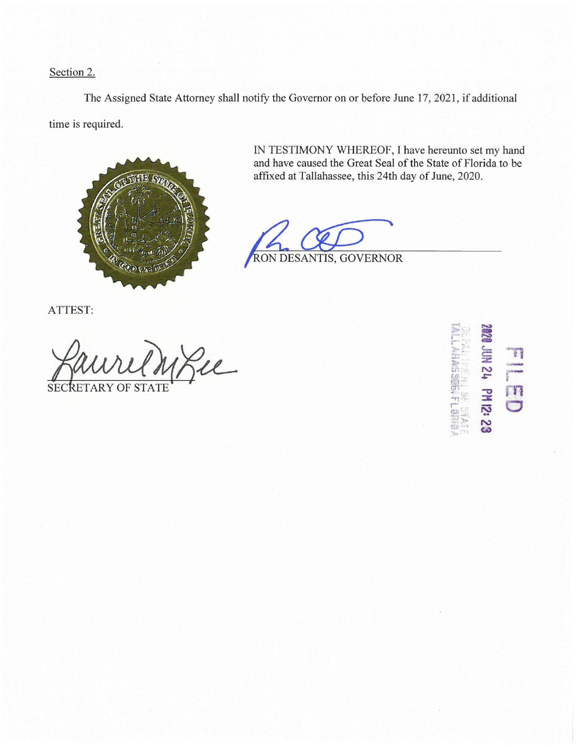Section 2.

The Assigned State Attorney shall notify the Governor on or before June 17, 2021, if additional time is required.

IN TESTIMONY WHEREOF, I have hereunto set my hand and have caused the Great Seal of the State of Florida to be affixed at Tallahassee, this 24th day of June, 2020.

RON DESANTIS, GOVERNOR

ATTEST:

SECRETARY OF STATE

FILED

2020 JUN 24 PM 12: 23

DEPARTMENT OF STATE
TALLAHASSEE, FLORIDA